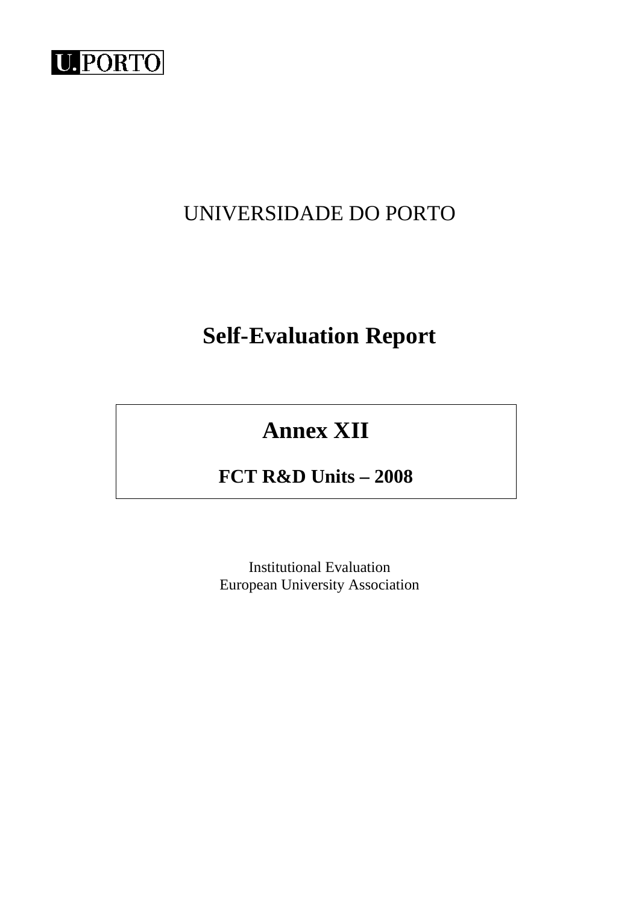U.PORTO

UNIVERSIDADE DO PORTO

# Self-Evaluation Report

## Annex XII

**FCT R&D Units – 2008**

Institutional Evaluation
European University Association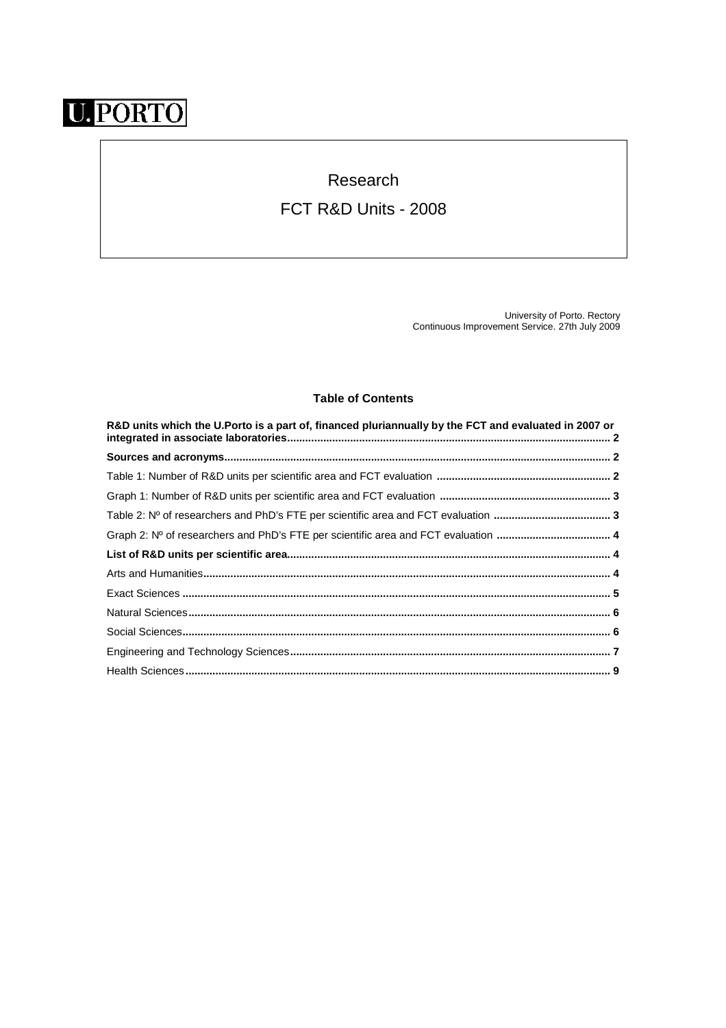U.PORTO

# Research

## FCT R&D Units - 2008

University of Porto. Rectory
Continuous Improvement Service. 27th July 2009

### Table of Contents

**R&D units which the U.Porto is a part of, financed pluriannually by the FCT and evaluated in 2007 or integrated in associate laboratories.......... 2**

**Sources and acronyms.......... 2**

Table 1: Number of R&D units per scientific area and FCT evaluation .......... 2

Graph 1: Number of R&D units per scientific area and FCT evaluation .......... 3

Table 2: Nº of researchers and PhD's FTE per scientific area and FCT evaluation .......... 3

Graph 2: Nº of researchers and PhD's FTE per scientific area and FCT evaluation .......... 4

**List of R&D units per scientific area.......... 4**

Arts and Humanities.......... 4

Exact Sciences .......... 5

Natural Sciences.......... 6

Social Sciences.......... 6

Engineering and Technology Sciences.......... 7

Health Sciences.......... 9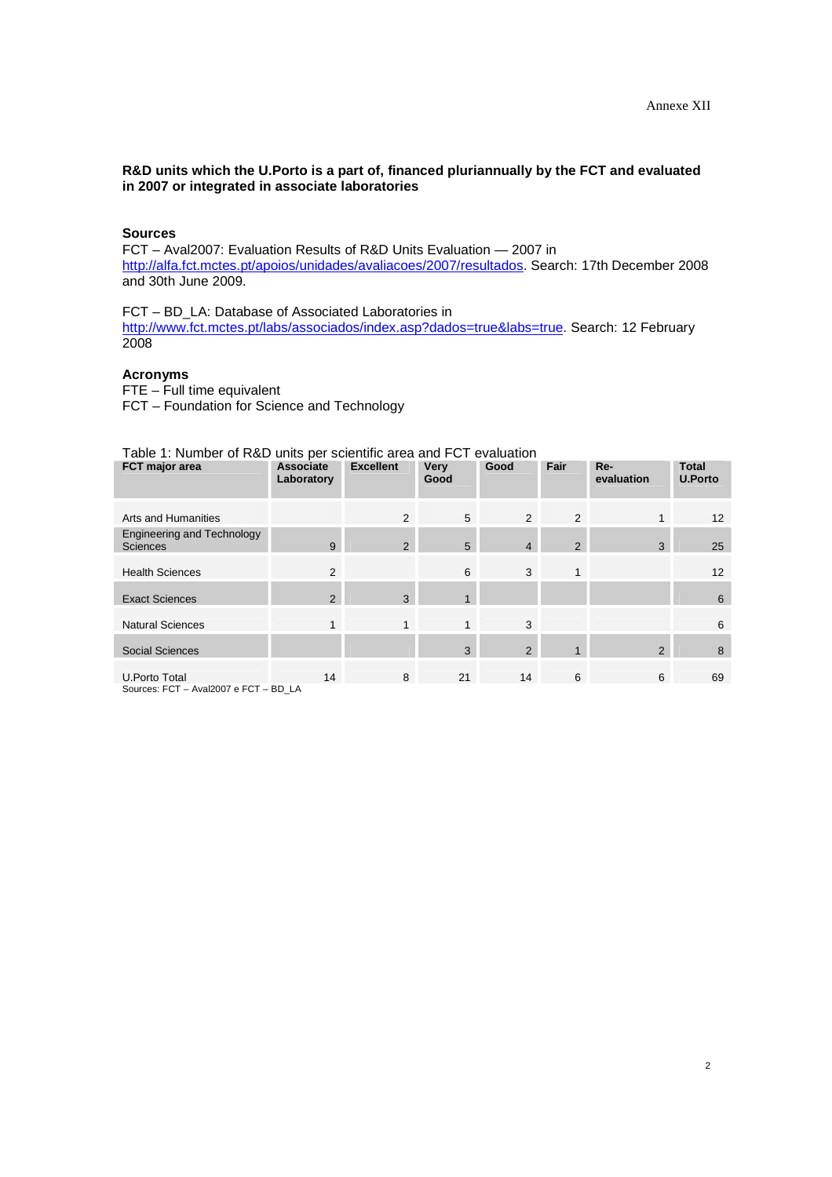**R&D units which the U.Porto is a part of, financed pluriannually by the FCT and evaluated in 2007 or integrated in associate laboratories**

**Sources**

FCT – Aval2007: Evaluation Results of R&D Units Evaluation — 2007 in http://alfa.fct.mctes.pt/apoios/unidades/avaliacoes/2007/resultados. Search: 17th December 2008 and 30th June 2009.

FCT – BD_LA: Database of Associated Laboratories in http://www.fct.mctes.pt/labs/associados/index.asp?dados=true&labs=true. Search: 12 February 2008

**Acronyms**

FTE – Full time equivalent
FCT – Foundation for Science and Technology

Table 1: Number of R&D units per scientific area and FCT evaluation

| FCT major area | Associate Laboratory | Excellent | Very Good | Good | Fair | Re-evaluation | Total U.Porto |
|---|---|---|---|---|---|---|---|
| Arts and Humanities | | 2 | 5 | 2 | 2 | 1 | 12 |
| Engineering and Technology Sciences | 9 | 2 | 5 | 4 | 2 | 3 | 25 |
| Health Sciences | 2 | | 6 | 3 | 1 | | 12 |
| Exact Sciences | 2 | 3 | 1 | | | | 6 |
| Natural Sciences | 1 | 1 | 1 | 3 | | | 6 |
| Social Sciences | | | 3 | 2 | 1 | 2 | 8 |
| U.Porto Total | 14 | 8 | 21 | 14 | 6 | 6 | 69 |

Sources: FCT – Aval2007 e FCT – BD_LA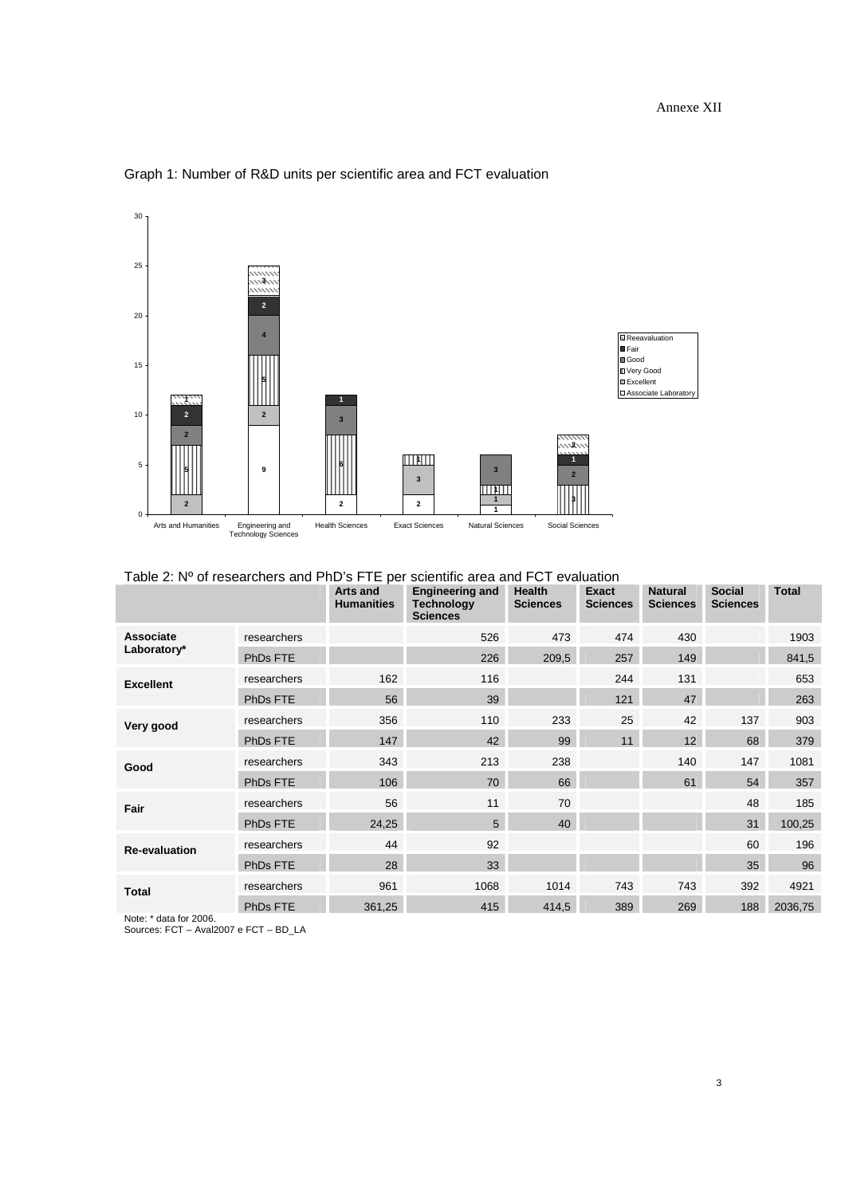Graph 1: Number of R&D units per scientific area and FCT evaluation

Table 2: Nº of researchers and PhD's FTE per scientific area and FCT evaluation

| | | Arts and Humanities | Engineering and Technology Sciences | Health Sciences | Exact Sciences | Natural Sciences | Social Sciences | Total |
|---|---|---|---|---|---|---|---|---|
| **Associate Laboratory*** | researchers | | 526 | 473 | 474 | 430 | | 1903 |
| | PhDs FTE | | 226 | 209,5 | 257 | 149 | | 841,5 |
| **Excellent** | researchers | 162 | 116 | | 244 | 131 | | 653 |
| | PhDs FTE | 56 | 39 | | 121 | 47 | | 263 |
| **Very good** | researchers | 356 | 110 | 233 | 25 | 42 | 137 | 903 |
| | PhDs FTE | 147 | 42 | 99 | 11 | 12 | 68 | 379 |
| **Good** | researchers | 343 | 213 | 238 | | 140 | 147 | 1081 |
| | PhDs FTE | 106 | 70 | 66 | | 61 | 54 | 357 |
| **Fair** | researchers | 56 | 11 | 70 | | | 48 | 185 |
| | PhDs FTE | 24,25 | 5 | 40 | | | 31 | 100,25 |
| **Re-evaluation** | researchers | 44 | 92 | | | | 60 | 196 |
| | PhDs FTE | 28 | 33 | | | | 35 | 96 |
| **Total** | researchers | 961 | 1068 | 1014 | 743 | 743 | 392 | 4921 |
| | PhDs FTE | 361,25 | 415 | 414,5 | 389 | 269 | 188 | 2036,75 |

Note: * data for 2006.
Sources: FCT – Aval2007 e FCT – BD_LA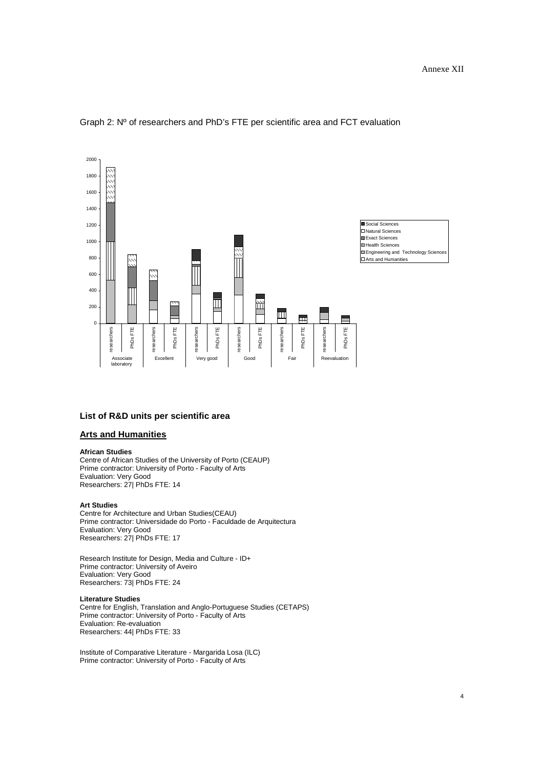Graph 2: Nº of researchers and PhD's FTE per scientific area and FCT evaluation

## List of R&D units per scientific area

### Arts and Humanities

**African Studies**
Centre of African Studies of the University of Porto (CEAUP)
Prime contractor: University of Porto - Faculty of Arts
Evaluation: Very Good
Researchers: 27| PhDs FTE: 14

**Art Studies**
Centre for Architecture and Urban Studies(CEAU)
Prime contractor: Universidade do Porto - Faculdade de Arquitectura
Evaluation: Very Good
Researchers: 27| PhDs FTE: 17

Research Institute for Design, Media and Culture - ID+
Prime contractor: University of Aveiro
Evaluation: Very Good
Researchers: 73| PhDs FTE: 24

**Literature Studies**
Centre for English, Translation and Anglo-Portuguese Studies (CETAPS)
Prime contractor: University of Porto - Faculty of Arts
Evaluation: Re-evaluation
Researchers: 44| PhDs FTE: 33

Institute of Comparative Literature - Margarida Losa (ILC)
Prime contractor: University of Porto - Faculty of Arts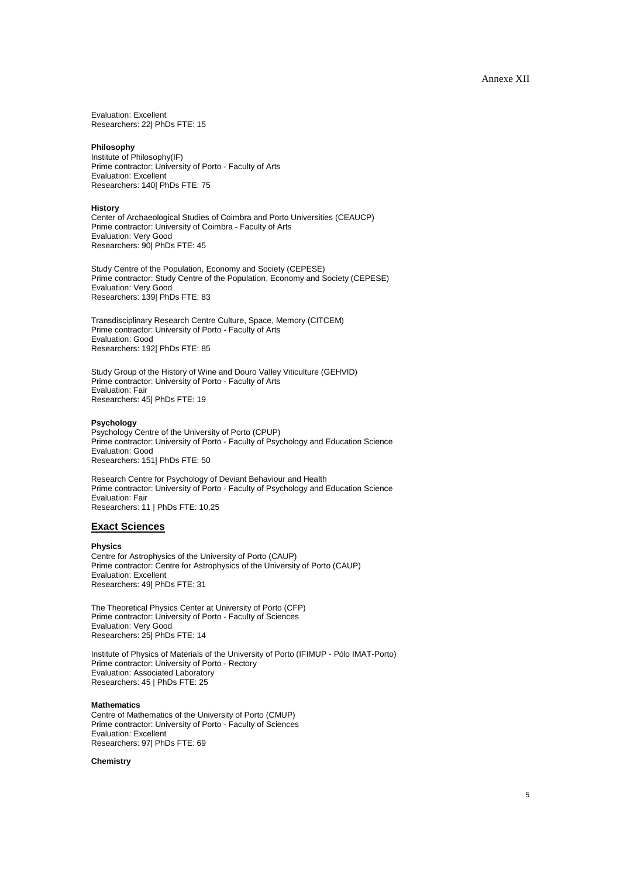Evaluation: Excellent
Researchers: 22| PhDs FTE: 15

**Philosophy**

Institute of Philosophy(IF)
Prime contractor: University of Porto - Faculty of Arts
Evaluation: Excellent
Researchers: 140| PhDs FTE: 75

**History**

Center of Archaeological Studies of Coimbra and Porto Universities (CEAUCP)
Prime contractor: University of Coimbra - Faculty of Arts
Evaluation: Very Good
Researchers: 90| PhDs FTE: 45

Study Centre of the Population, Economy and Society (CEPESE)
Prime contractor: Study Centre of the Population, Economy and Society (CEPESE)
Evaluation: Very Good
Researchers: 139| PhDs FTE: 83

Transdisciplinary Research Centre Culture, Space, Memory (CITCEM)
Prime contractor: University of Porto - Faculty of Arts
Evaluation: Good
Researchers: 192| PhDs FTE: 85

Study Group of the History of Wine and Douro Valley Viticulture (GEHVID)
Prime contractor: University of Porto - Faculty of Arts
Evaluation: Fair
Researchers: 45| PhDs FTE: 19

**Psychology**

Psychology Centre of the University of Porto (CPUP)
Prime contractor: University of Porto - Faculty of Psychology and Education Science
Evaluation: Good
Researchers: 151| PhDs FTE: 50

Research Centre for Psychology of Deviant Behaviour and Health
Prime contractor: University of Porto - Faculty of Psychology and Education Science
Evaluation: Fair
Researchers: 11 | PhDs FTE: 10,25

## Exact Sciences

**Physics**

Centre for Astrophysics of the University of Porto (CAUP)
Prime contractor: Centre for Astrophysics of the University of Porto (CAUP)
Evaluation: Excellent
Researchers: 49| PhDs FTE: 31

The Theoretical Physics Center at University of Porto (CFP)
Prime contractor: University of Porto - Faculty of Sciences
Evaluation: Very Good
Researchers: 25| PhDs FTE: 14

Institute of Physics of Materials of the University of Porto (IFIMUP - Pólo IMAT-Porto)
Prime contractor: University of Porto - Rectory
Evaluation: Associated Laboratory
Researchers: 45 | PhDs FTE: 25

**Mathematics**

Centre of Mathematics of the University of Porto (CMUP)
Prime contractor: University of Porto - Faculty of Sciences
Evaluation: Excellent
Researchers: 97| PhDs FTE: 69

**Chemistry**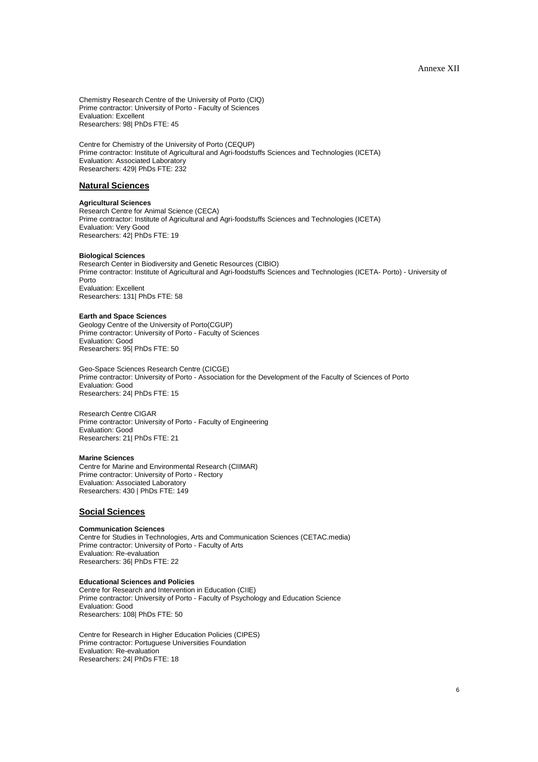Chemistry Research Centre of the University of Porto (CIQ)
Prime contractor: University of Porto - Faculty of Sciences
Evaluation: Excellent
Researchers: 98| PhDs FTE: 45

Centre for Chemistry of the University of Porto (CEQUP)
Prime contractor: Institute of Agricultural and Agri-foodstuffs Sciences and Technologies (ICETA)
Evaluation: Associated Laboratory
Researchers: 429| PhDs FTE: 232

## Natural Sciences

**Agricultural Sciences**
Research Centre for Animal Science (CECA)
Prime contractor: Institute of Agricultural and Agri-foodstuffs Sciences and Technologies (ICETA)
Evaluation: Very Good
Researchers: 42| PhDs FTE: 19

**Biological Sciences**
Research Center in Biodiversity and Genetic Resources (CIBIO)
Prime contractor: Institute of Agricultural and Agri-foodstuffs Sciences and Technologies (ICETA- Porto) - University of Porto
Evaluation: Excellent
Researchers: 131| PhDs FTE: 58

**Earth and Space Sciences**
Geology Centre of the University of Porto(CGUP)
Prime contractor: University of Porto - Faculty of Sciences
Evaluation: Good
Researchers: 95| PhDs FTE: 50

Geo-Space Sciences Research Centre (CICGE)
Prime contractor: University of Porto - Association for the Development of the Faculty of Sciences of Porto
Evaluation: Good
Researchers: 24| PhDs FTE: 15

Research Centre CIGAR
Prime contractor: University of Porto - Faculty of Engineering
Evaluation: Good
Researchers: 21| PhDs FTE: 21

**Marine Sciences**
Centre for Marine and Environmental Research (CIIMAR)
Prime contractor: University of Porto - Rectory
Evaluation: Associated Laboratory
Researchers: 430 | PhDs FTE: 149

## Social Sciences

**Communication Sciences**
Centre for Studies in Technologies, Arts and Communication Sciences (CETAC.media)
Prime contractor: University of Porto - Faculty of Arts
Evaluation: Re-evaluation
Researchers: 36| PhDs FTE: 22

**Educational Sciences and Policies**
Centre for Research and Intervention in Education (CIIE)
Prime contractor: University of Porto - Faculty of Psychology and Education Science
Evaluation: Good
Researchers: 108| PhDs FTE: 50

Centre for Research in Higher Education Policies (CIPES)
Prime contractor: Portuguese Universities Foundation
Evaluation: Re-evaluation
Researchers: 24| PhDs FTE: 18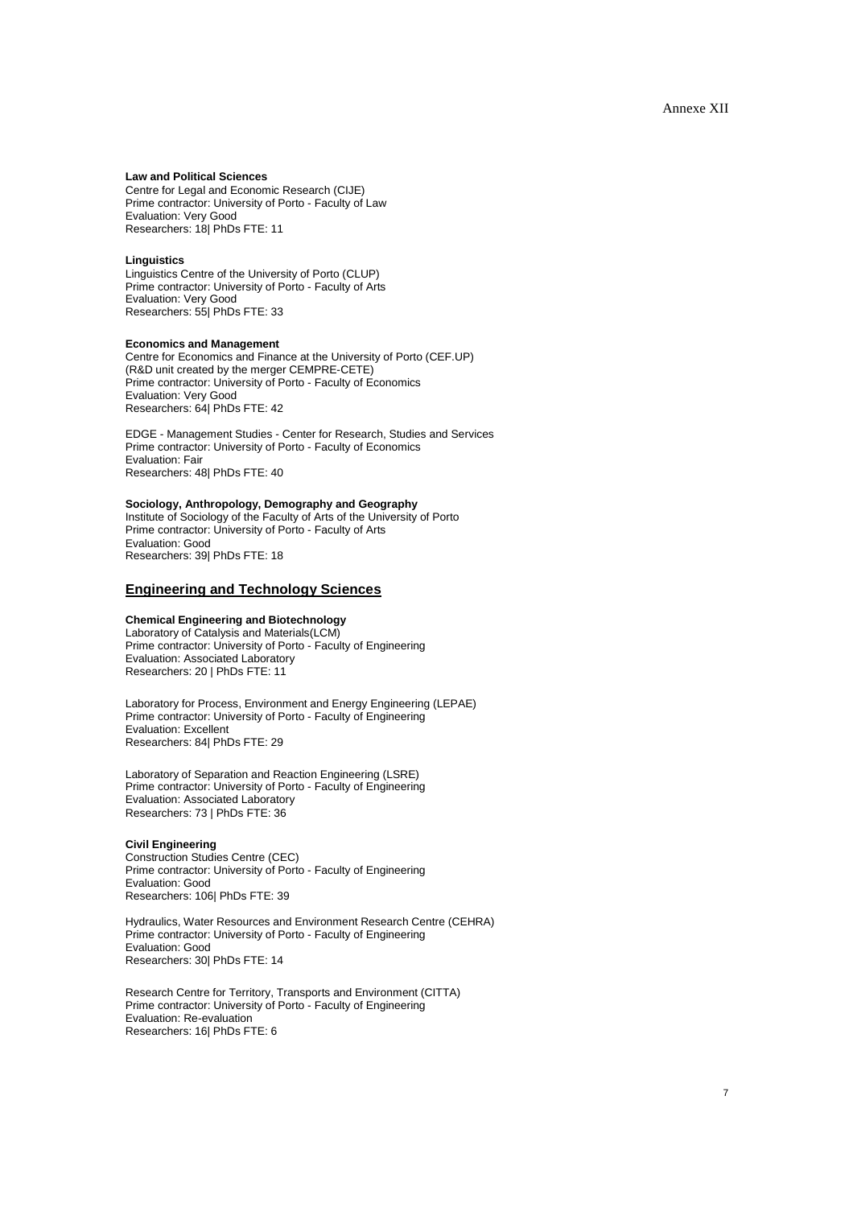**Law and Political Sciences**
Centre for Legal and Economic Research (CIJE)
Prime contractor: University of Porto - Faculty of Law
Evaluation: Very Good
Researchers: 18| PhDs FTE: 11

**Linguistics**
Linguistics Centre of the University of Porto (CLUP)
Prime contractor: University of Porto - Faculty of Arts
Evaluation: Very Good
Researchers: 55| PhDs FTE: 33

**Economics and Management**
Centre for Economics and Finance at the University of Porto (CEF.UP)
(R&D unit created by the merger CEMPRE-CETE)
Prime contractor: University of Porto - Faculty of Economics
Evaluation: Very Good
Researchers: 64| PhDs FTE: 42

EDGE - Management Studies - Center for Research, Studies and Services
Prime contractor: University of Porto - Faculty of Economics
Evaluation: Fair
Researchers: 48| PhDs FTE: 40

**Sociology, Anthropology, Demography and Geography**
Institute of Sociology of the Faculty of Arts of the University of Porto
Prime contractor: University of Porto - Faculty of Arts
Evaluation: Good
Researchers: 39| PhDs FTE: 18

## Engineering and Technology Sciences

**Chemical Engineering and Biotechnology**
Laboratory of Catalysis and Materials(LCM)
Prime contractor: University of Porto - Faculty of Engineering
Evaluation: Associated Laboratory
Researchers: 20 | PhDs FTE: 11

Laboratory for Process, Environment and Energy Engineering (LEPAE)
Prime contractor: University of Porto - Faculty of Engineering
Evaluation: Excellent
Researchers: 84| PhDs FTE: 29

Laboratory of Separation and Reaction Engineering (LSRE)
Prime contractor: University of Porto - Faculty of Engineering
Evaluation: Associated Laboratory
Researchers: 73 | PhDs FTE: 36

**Civil Engineering**
Construction Studies Centre (CEC)
Prime contractor: University of Porto - Faculty of Engineering
Evaluation: Good
Researchers: 106| PhDs FTE: 39

Hydraulics, Water Resources and Environment Research Centre (CEHRA)
Prime contractor: University of Porto - Faculty of Engineering
Evaluation: Good
Researchers: 30| PhDs FTE: 14

Research Centre for Territory, Transports and Environment (CITTA)
Prime contractor: University of Porto - Faculty of Engineering
Evaluation: Re-evaluation
Researchers: 16| PhDs FTE: 6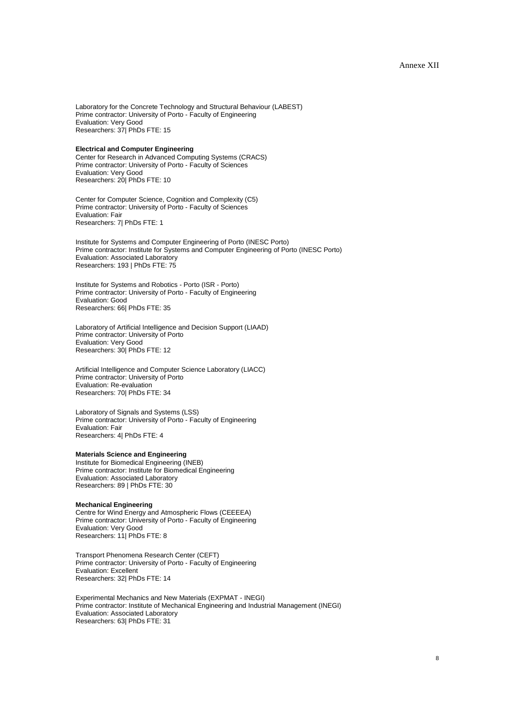Laboratory for the Concrete Technology and Structural Behaviour (LABEST)
Prime contractor: University of Porto - Faculty of Engineering
Evaluation: Very Good
Researchers: 37| PhDs FTE: 15

**Electrical and Computer Engineering**
Center for Research in Advanced Computing Systems (CRACS)
Prime contractor: University of Porto - Faculty of Sciences
Evaluation: Very Good
Researchers: 20| PhDs FTE: 10

Center for Computer Science, Cognition and Complexity (C5)
Prime contractor: University of Porto - Faculty of Sciences
Evaluation: Fair
Researchers: 7| PhDs FTE: 1

Institute for Systems and Computer Engineering of Porto (INESC Porto)
Prime contractor: Institute for Systems and Computer Engineering of Porto (INESC Porto)
Evaluation: Associated Laboratory
Researchers: 193 | PhDs FTE: 75

Institute for Systems and Robotics - Porto (ISR - Porto)
Prime contractor: University of Porto - Faculty of Engineering
Evaluation: Good
Researchers: 66| PhDs FTE: 35

Laboratory of Artificial Intelligence and Decision Support (LIAAD)
Prime contractor: University of Porto
Evaluation: Very Good
Researchers: 30| PhDs FTE: 12

Artificial Intelligence and Computer Science Laboratory (LIACC)
Prime contractor: University of Porto
Evaluation: Re-evaluation
Researchers: 70| PhDs FTE: 34

Laboratory of Signals and Systems (LSS)
Prime contractor: University of Porto - Faculty of Engineering
Evaluation: Fair
Researchers: 4| PhDs FTE: 4

**Materials Science and Engineering**
Institute for Biomedical Engineering (INEB)
Prime contractor: Institute for Biomedical Engineering
Evaluation: Associated Laboratory
Researchers: 89 | PhDs FTE: 30

**Mechanical Engineering**
Centre for Wind Energy and Atmospheric Flows (CEEEEA)
Prime contractor: University of Porto - Faculty of Engineering
Evaluation: Very Good
Researchers: 11| PhDs FTE: 8

Transport Phenomena Research Center (CEFT)
Prime contractor: University of Porto - Faculty of Engineering
Evaluation: Excellent
Researchers: 32| PhDs FTE: 14

Experimental Mechanics and New Materials (EXPMAT - INEGI)
Prime contractor: Institute of Mechanical Engineering and Industrial Management (INEGI)
Evaluation: Associated Laboratory
Researchers: 63| PhDs FTE: 31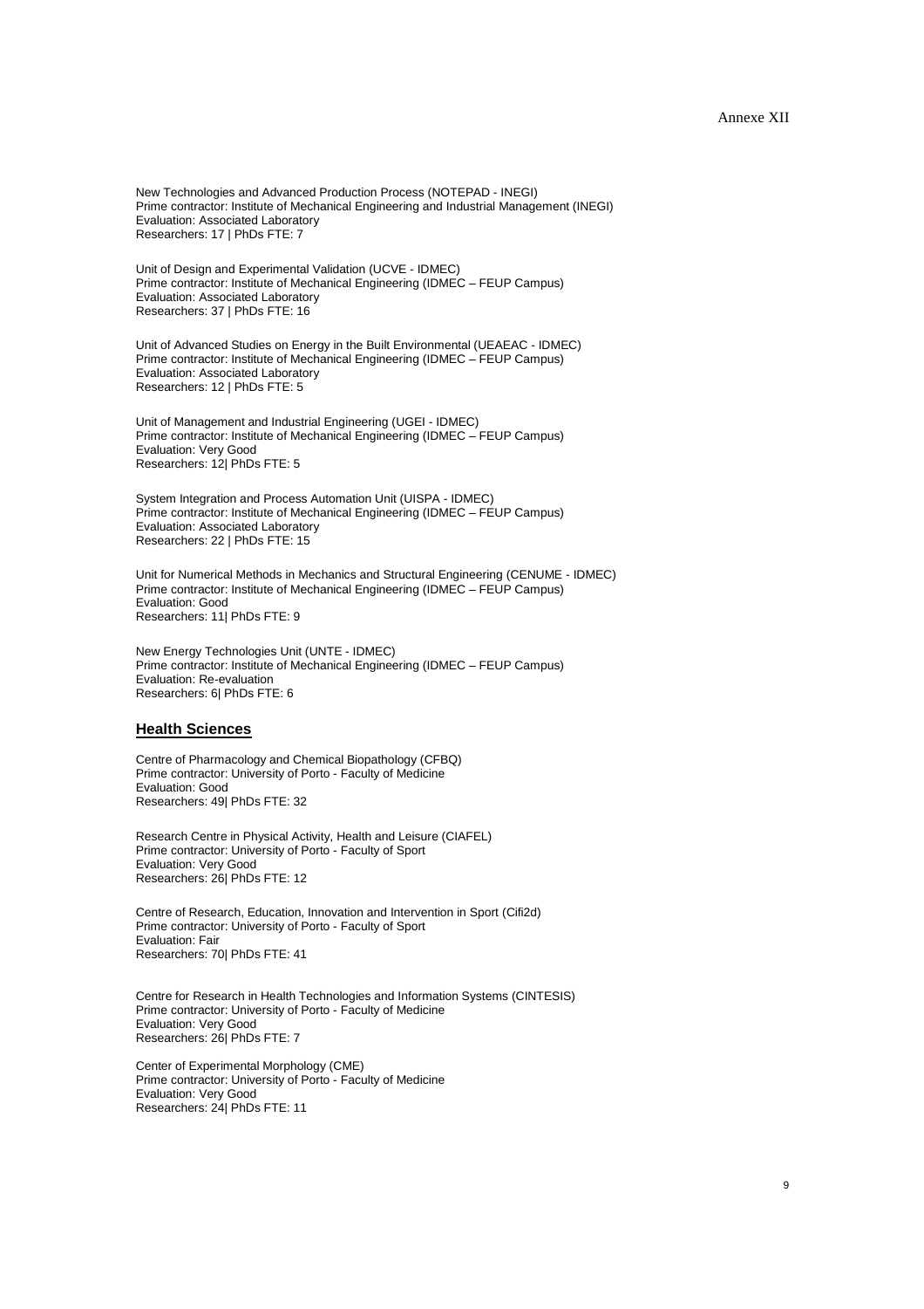New Technologies and Advanced Production Process (NOTEPAD - INEGI)
Prime contractor: Institute of Mechanical Engineering and Industrial Management (INEGI)
Evaluation: Associated Laboratory
Researchers: 17 | PhDs FTE: 7

Unit of Design and Experimental Validation (UCVE - IDMEC)
Prime contractor: Institute of Mechanical Engineering (IDMEC – FEUP Campus)
Evaluation: Associated Laboratory
Researchers: 37 | PhDs FTE: 16

Unit of Advanced Studies on Energy in the Built Environmental (UEAEAC - IDMEC)
Prime contractor: Institute of Mechanical Engineering (IDMEC – FEUP Campus)
Evaluation: Associated Laboratory
Researchers: 12 | PhDs FTE: 5

Unit of Management and Industrial Engineering (UGEI - IDMEC)
Prime contractor: Institute of Mechanical Engineering (IDMEC – FEUP Campus)
Evaluation: Very Good
Researchers: 12| PhDs FTE: 5

System Integration and Process Automation Unit (UISPA - IDMEC)
Prime contractor: Institute of Mechanical Engineering (IDMEC – FEUP Campus)
Evaluation: Associated Laboratory
Researchers: 22 | PhDs FTE: 15

Unit for Numerical Methods in Mechanics and Structural Engineering (CENUME - IDMEC)
Prime contractor: Institute of Mechanical Engineering (IDMEC – FEUP Campus)
Evaluation: Good
Researchers: 11| PhDs FTE: 9

New Energy Technologies Unit (UNTE - IDMEC)
Prime contractor: Institute of Mechanical Engineering (IDMEC – FEUP Campus)
Evaluation: Re-evaluation
Researchers: 6| PhDs FTE: 6

## Health Sciences

Centre of Pharmacology and Chemical Biopathology (CFBQ)
Prime contractor: University of Porto - Faculty of Medicine
Evaluation: Good
Researchers: 49| PhDs FTE: 32

Research Centre in Physical Activity, Health and Leisure (CIAFEL)
Prime contractor: University of Porto - Faculty of Sport
Evaluation: Very Good
Researchers: 26| PhDs FTE: 12

Centre of Research, Education, Innovation and Intervention in Sport (Cifi2d)
Prime contractor: University of Porto - Faculty of Sport
Evaluation: Fair
Researchers: 70| PhDs FTE: 41

Centre for Research in Health Technologies and Information Systems (CINTESIS)
Prime contractor: University of Porto - Faculty of Medicine
Evaluation: Very Good
Researchers: 26| PhDs FTE: 7

Center of Experimental Morphology (CME)
Prime contractor: University of Porto - Faculty of Medicine
Evaluation: Very Good
Researchers: 24| PhDs FTE: 11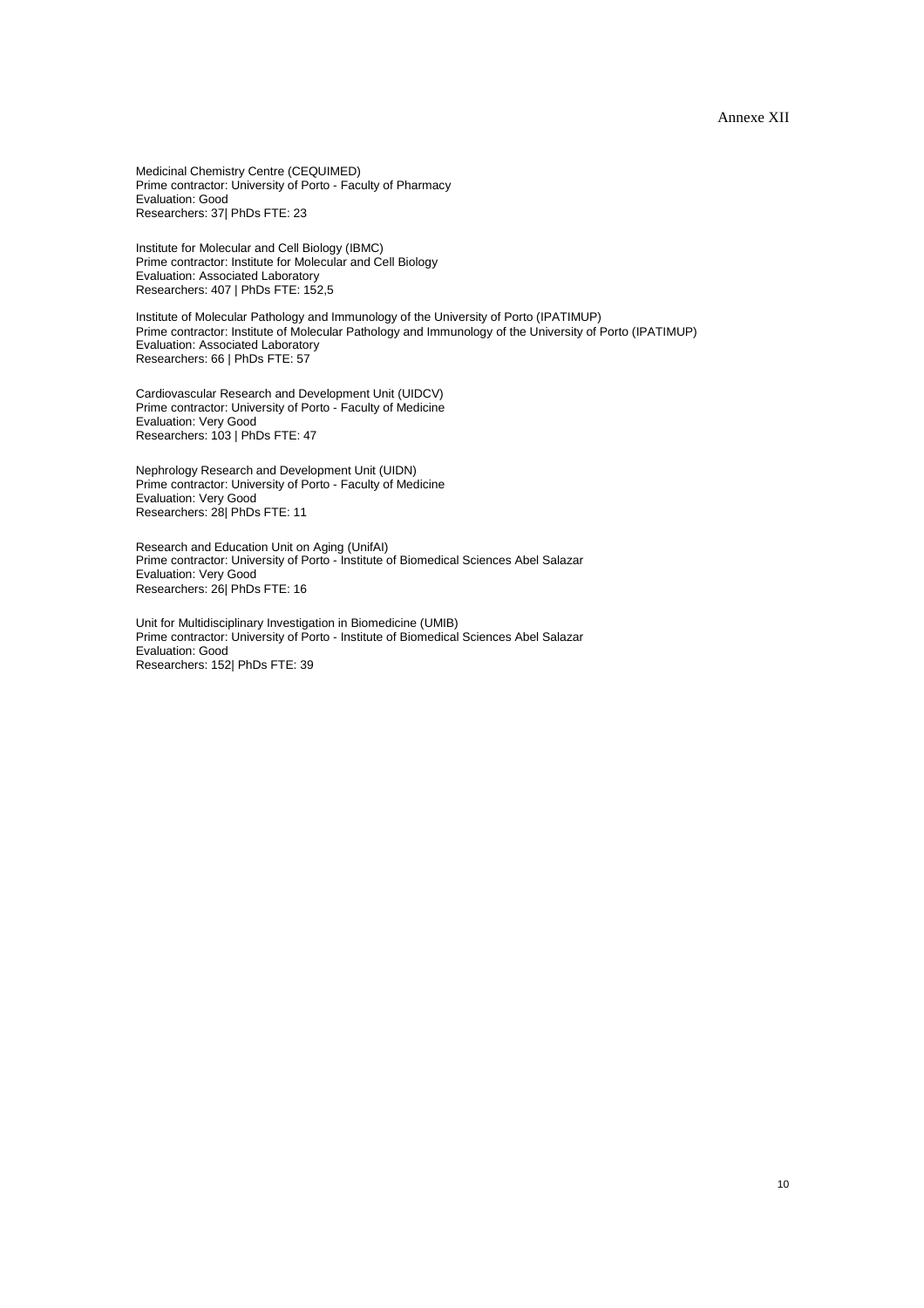Medicinal Chemistry Centre (CEQUIMED)
Prime contractor: University of Porto - Faculty of Pharmacy
Evaluation: Good
Researchers: 37| PhDs FTE: 23

Institute for Molecular and Cell Biology (IBMC)
Prime contractor: Institute for Molecular and Cell Biology
Evaluation: Associated Laboratory
Researchers: 407 | PhDs FTE: 152,5

Institute of Molecular Pathology and Immunology of the University of Porto (IPATIMUP)
Prime contractor: Institute of Molecular Pathology and Immunology of the University of Porto (IPATIMUP)
Evaluation: Associated Laboratory
Researchers: 66 | PhDs FTE: 57

Cardiovascular Research and Development Unit (UIDCV)
Prime contractor: University of Porto - Faculty of Medicine
Evaluation: Very Good
Researchers: 103 | PhDs FTE: 47

Nephrology Research and Development Unit (UIDN)
Prime contractor: University of Porto - Faculty of Medicine
Evaluation: Very Good
Researchers: 28| PhDs FTE: 11

Research and Education Unit on Aging (UnifAI)
Prime contractor: University of Porto - Institute of Biomedical Sciences Abel Salazar
Evaluation: Very Good
Researchers: 26| PhDs FTE: 16

Unit for Multidisciplinary Investigation in Biomedicine (UMIB)
Prime contractor: University of Porto - Institute of Biomedical Sciences Abel Salazar
Evaluation: Good
Researchers: 152| PhDs FTE: 39